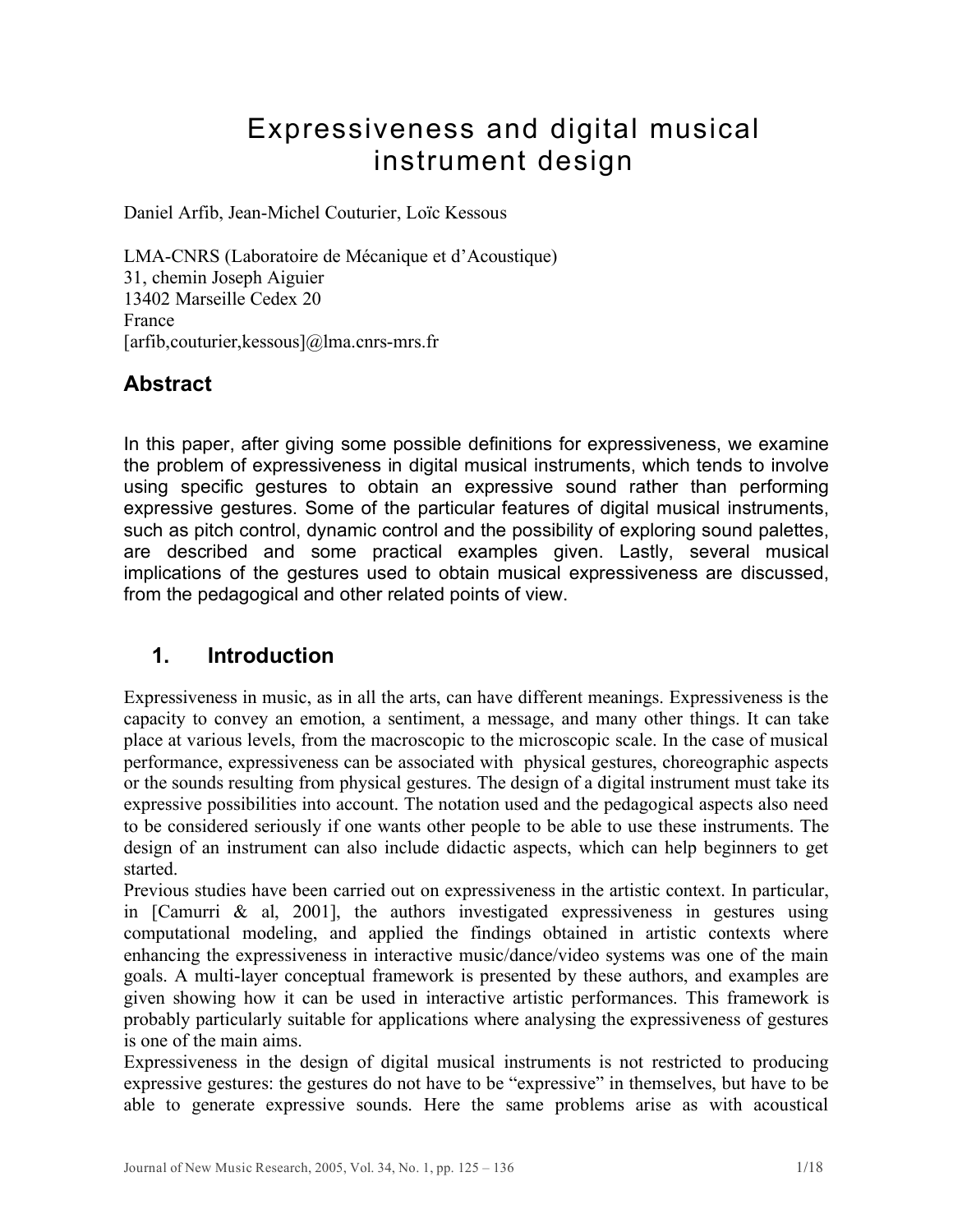# Expressiveness and digital musical instrument design

Daniel Arfib, Jean-Michel Couturier, Loïc Kessous

LMA-CNRS (Laboratoire de Mécanique et d'Acoustique)
31, chemin Joseph Aiguier
13402 Marseille Cedex 20
France
[arfib,couturier,kessous]@lma.cnrs-mrs.fr

## Abstract

In this paper, after giving some possible definitions for expressiveness, we examine the problem of expressiveness in digital musical instruments, which tends to involve using specific gestures to obtain an expressive sound rather than performing expressive gestures. Some of the particular features of digital musical instruments, such as pitch control, dynamic control and the possibility of exploring sound palettes, are described and some practical examples given. Lastly, several musical implications of the gestures used to obtain musical expressiveness are discussed, from the pedagogical and other related points of view.

## 1. Introduction

Expressiveness in music, as in all the arts, can have different meanings. Expressiveness is the capacity to convey an emotion, a sentiment, a message, and many other things. It can take place at various levels, from the macroscopic to the microscopic scale. In the case of musical performance, expressiveness can be associated with physical gestures, choreographic aspects or the sounds resulting from physical gestures. The design of a digital instrument must take its expressive possibilities into account. The notation used and the pedagogical aspects also need to be considered seriously if one wants other people to be able to use these instruments. The design of an instrument can also include didactic aspects, which can help beginners to get started.

Previous studies have been carried out on expressiveness in the artistic context. In particular, in [Camurri & al, 2001], the authors investigated expressiveness in gestures using computational modeling, and applied the findings obtained in artistic contexts where enhancing the expressiveness in interactive music/dance/video systems was one of the main goals. A multi-layer conceptual framework is presented by these authors, and examples are given showing how it can be used in interactive artistic performances. This framework is probably particularly suitable for applications where analysing the expressiveness of gestures is one of the main aims.

Expressiveness in the design of digital musical instruments is not restricted to producing expressive gestures: the gestures do not have to be "expressive" in themselves, but have to be able to generate expressive sounds. Here the same problems arise as with acoustical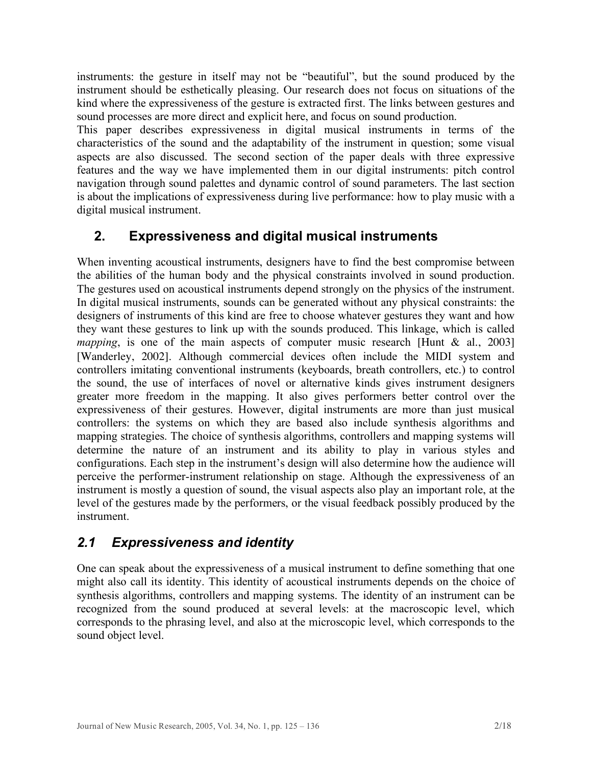instruments: the gesture in itself may not be "beautiful", but the sound produced by the instrument should be esthetically pleasing. Our research does not focus on situations of the kind where the expressiveness of the gesture is extracted first. The links between gestures and sound processes are more direct and explicit here, and focus on sound production.

This paper describes expressiveness in digital musical instruments in terms of the characteristics of the sound and the adaptability of the instrument in question; some visual aspects are also discussed. The second section of the paper deals with three expressive features and the way we have implemented them in our digital instruments: pitch control navigation through sound palettes and dynamic control of sound parameters. The last section is about the implications of expressiveness during live performance: how to play music with a digital musical instrument.

## 2. Expressiveness and digital musical instruments

When inventing acoustical instruments, designers have to find the best compromise between the abilities of the human body and the physical constraints involved in sound production. The gestures used on acoustical instruments depend strongly on the physics of the instrument. In digital musical instruments, sounds can be generated without any physical constraints: the designers of instruments of this kind are free to choose whatever gestures they want and how they want these gestures to link up with the sounds produced. This linkage, which is called *mapping*, is one of the main aspects of computer music research [Hunt & al., 2003] [Wanderley, 2002]. Although commercial devices often include the MIDI system and controllers imitating conventional instruments (keyboards, breath controllers, etc.) to control the sound, the use of interfaces of novel or alternative kinds gives instrument designers greater more freedom in the mapping. It also gives performers better control over the expressiveness of their gestures. However, digital instruments are more than just musical controllers: the systems on which they are based also include synthesis algorithms and mapping strategies. The choice of synthesis algorithms, controllers and mapping systems will determine the nature of an instrument and its ability to play in various styles and configurations. Each step in the instrument's design will also determine how the audience will perceive the performer-instrument relationship on stage. Although the expressiveness of an instrument is mostly a question of sound, the visual aspects also play an important role, at the level of the gestures made by the performers, or the visual feedback possibly produced by the instrument.

### *2.1 Expressiveness and identity*

One can speak about the expressiveness of a musical instrument to define something that one might also call its identity. This identity of acoustical instruments depends on the choice of synthesis algorithms, controllers and mapping systems. The identity of an instrument can be recognized from the sound produced at several levels: at the macroscopic level, which corresponds to the phrasing level, and also at the microscopic level, which corresponds to the sound object level.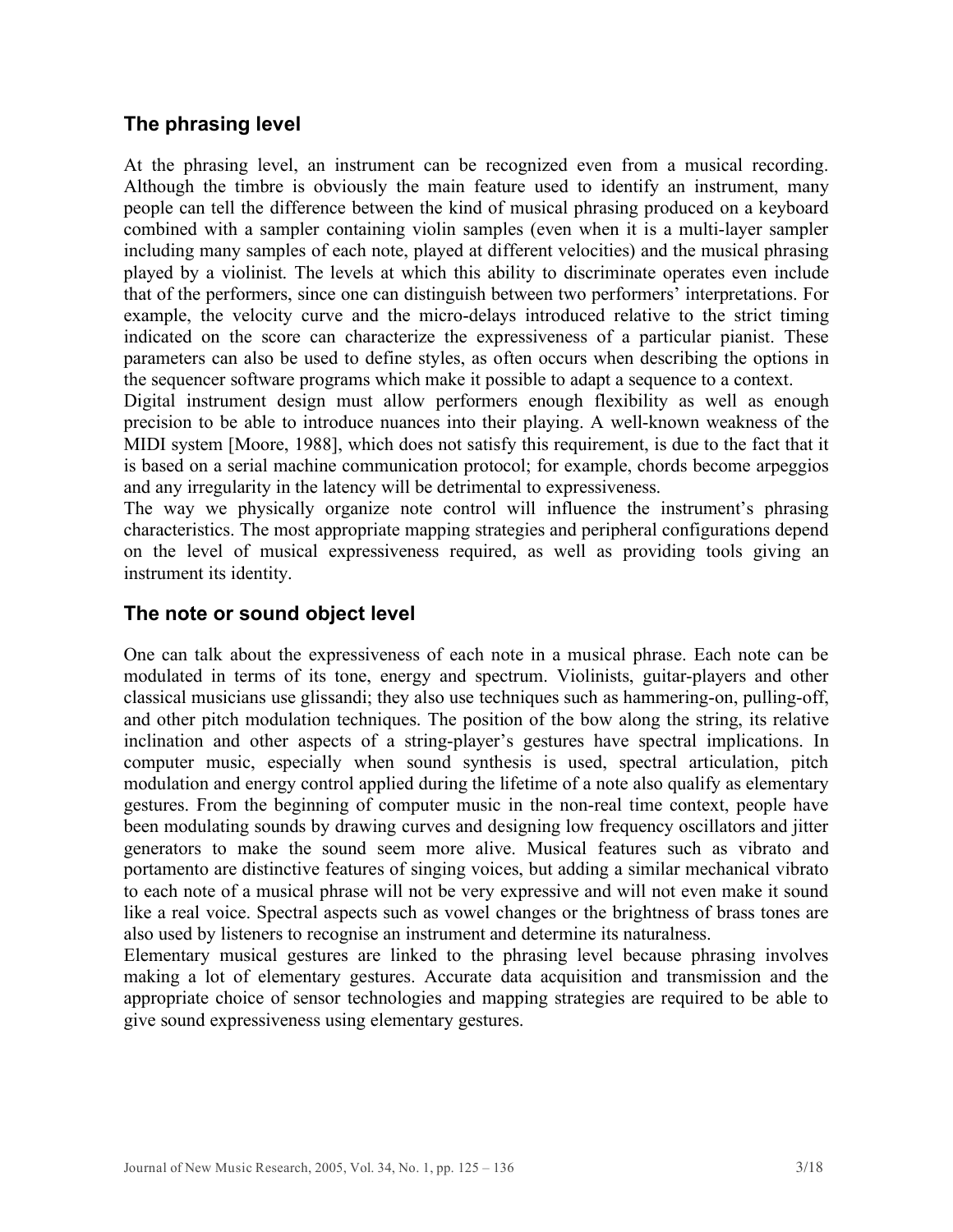## The phrasing level

At the phrasing level, an instrument can be recognized even from a musical recording. Although the timbre is obviously the main feature used to identify an instrument, many people can tell the difference between the kind of musical phrasing produced on a keyboard combined with a sampler containing violin samples (even when it is a multi-layer sampler including many samples of each note, played at different velocities) and the musical phrasing played by a violinist. The levels at which this ability to discriminate operates even include that of the performers, since one can distinguish between two performers' interpretations. For example, the velocity curve and the micro-delays introduced relative to the strict timing indicated on the score can characterize the expressiveness of a particular pianist. These parameters can also be used to define styles, as often occurs when describing the options in the sequencer software programs which make it possible to adapt a sequence to a context.

Digital instrument design must allow performers enough flexibility as well as enough precision to be able to introduce nuances into their playing. A well-known weakness of the MIDI system [Moore, 1988], which does not satisfy this requirement, is due to the fact that it is based on a serial machine communication protocol; for example, chords become arpeggios and any irregularity in the latency will be detrimental to expressiveness.

The way we physically organize note control will influence the instrument's phrasing characteristics. The most appropriate mapping strategies and peripheral configurations depend on the level of musical expressiveness required, as well as providing tools giving an instrument its identity.

## The note or sound object level

One can talk about the expressiveness of each note in a musical phrase. Each note can be modulated in terms of its tone, energy and spectrum. Violinists, guitar-players and other classical musicians use glissandi; they also use techniques such as hammering-on, pulling-off, and other pitch modulation techniques. The position of the bow along the string, its relative inclination and other aspects of a string-player's gestures have spectral implications. In computer music, especially when sound synthesis is used, spectral articulation, pitch modulation and energy control applied during the lifetime of a note also qualify as elementary gestures. From the beginning of computer music in the non-real time context, people have been modulating sounds by drawing curves and designing low frequency oscillators and jitter generators to make the sound seem more alive. Musical features such as vibrato and portamento are distinctive features of singing voices, but adding a similar mechanical vibrato to each note of a musical phrase will not be very expressive and will not even make it sound like a real voice. Spectral aspects such as vowel changes or the brightness of brass tones are also used by listeners to recognise an instrument and determine its naturalness.

Elementary musical gestures are linked to the phrasing level because phrasing involves making a lot of elementary gestures. Accurate data acquisition and transmission and the appropriate choice of sensor technologies and mapping strategies are required to be able to give sound expressiveness using elementary gestures.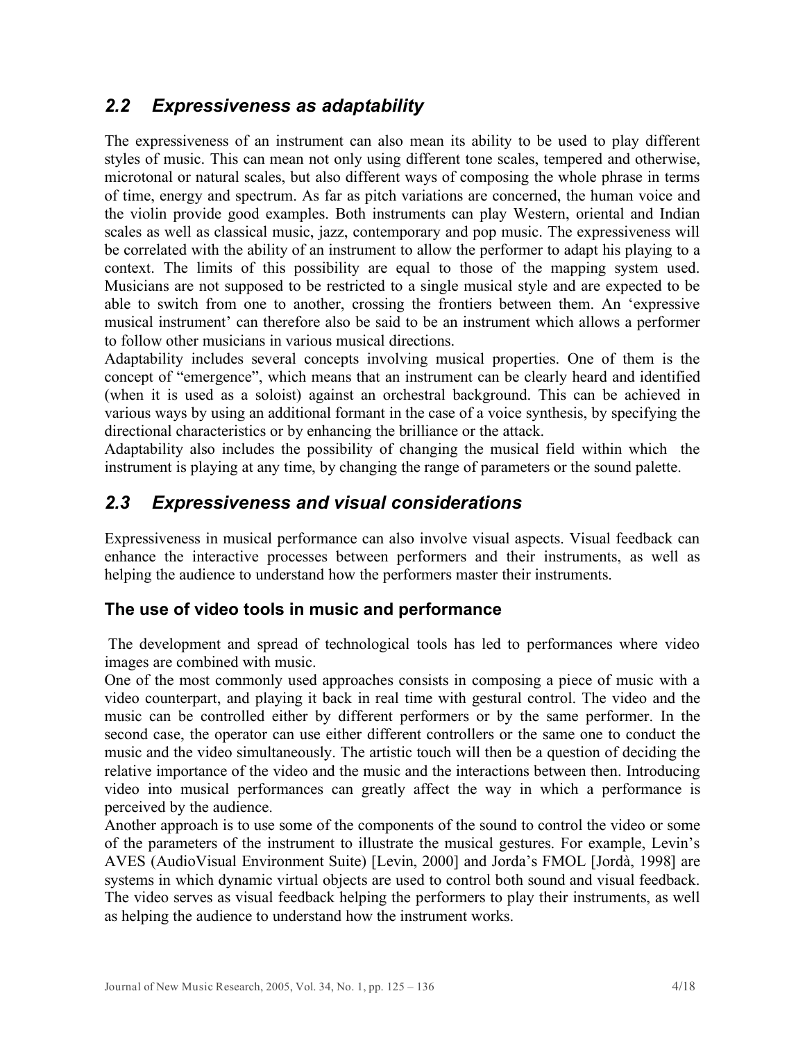## *2.2 Expressiveness as adaptability*

The expressiveness of an instrument can also mean its ability to be used to play different styles of music. This can mean not only using different tone scales, tempered and otherwise, microtonal or natural scales, but also different ways of composing the whole phrase in terms of time, energy and spectrum. As far as pitch variations are concerned, the human voice and the violin provide good examples. Both instruments can play Western, oriental and Indian scales as well as classical music, jazz, contemporary and pop music. The expressiveness will be correlated with the ability of an instrument to allow the performer to adapt his playing to a context. The limits of this possibility are equal to those of the mapping system used. Musicians are not supposed to be restricted to a single musical style and are expected to be able to switch from one to another, crossing the frontiers between them. An 'expressive musical instrument' can therefore also be said to be an instrument which allows a performer to follow other musicians in various musical directions.

Adaptability includes several concepts involving musical properties. One of them is the concept of "emergence", which means that an instrument can be clearly heard and identified (when it is used as a soloist) against an orchestral background. This can be achieved in various ways by using an additional formant in the case of a voice synthesis, by specifying the directional characteristics or by enhancing the brilliance or the attack.

Adaptability also includes the possibility of changing the musical field within which the instrument is playing at any time, by changing the range of parameters or the sound palette.

## *2.3 Expressiveness and visual considerations*

Expressiveness in musical performance can also involve visual aspects. Visual feedback can enhance the interactive processes between performers and their instruments, as well as helping the audience to understand how the performers master their instruments.

### The use of video tools in music and performance

The development and spread of technological tools has led to performances where video images are combined with music.

One of the most commonly used approaches consists in composing a piece of music with a video counterpart, and playing it back in real time with gestural control. The video and the music can be controlled either by different performers or by the same performer. In the second case, the operator can use either different controllers or the same one to conduct the music and the video simultaneously. The artistic touch will then be a question of deciding the relative importance of the video and the music and the interactions between then. Introducing video into musical performances can greatly affect the way in which a performance is perceived by the audience.

Another approach is to use some of the components of the sound to control the video or some of the parameters of the instrument to illustrate the musical gestures. For example, Levin's AVES (AudioVisual Environment Suite) [Levin, 2000] and Jorda's FMOL [Jordà, 1998] are systems in which dynamic virtual objects are used to control both sound and visual feedback. The video serves as visual feedback helping the performers to play their instruments, as well as helping the audience to understand how the instrument works.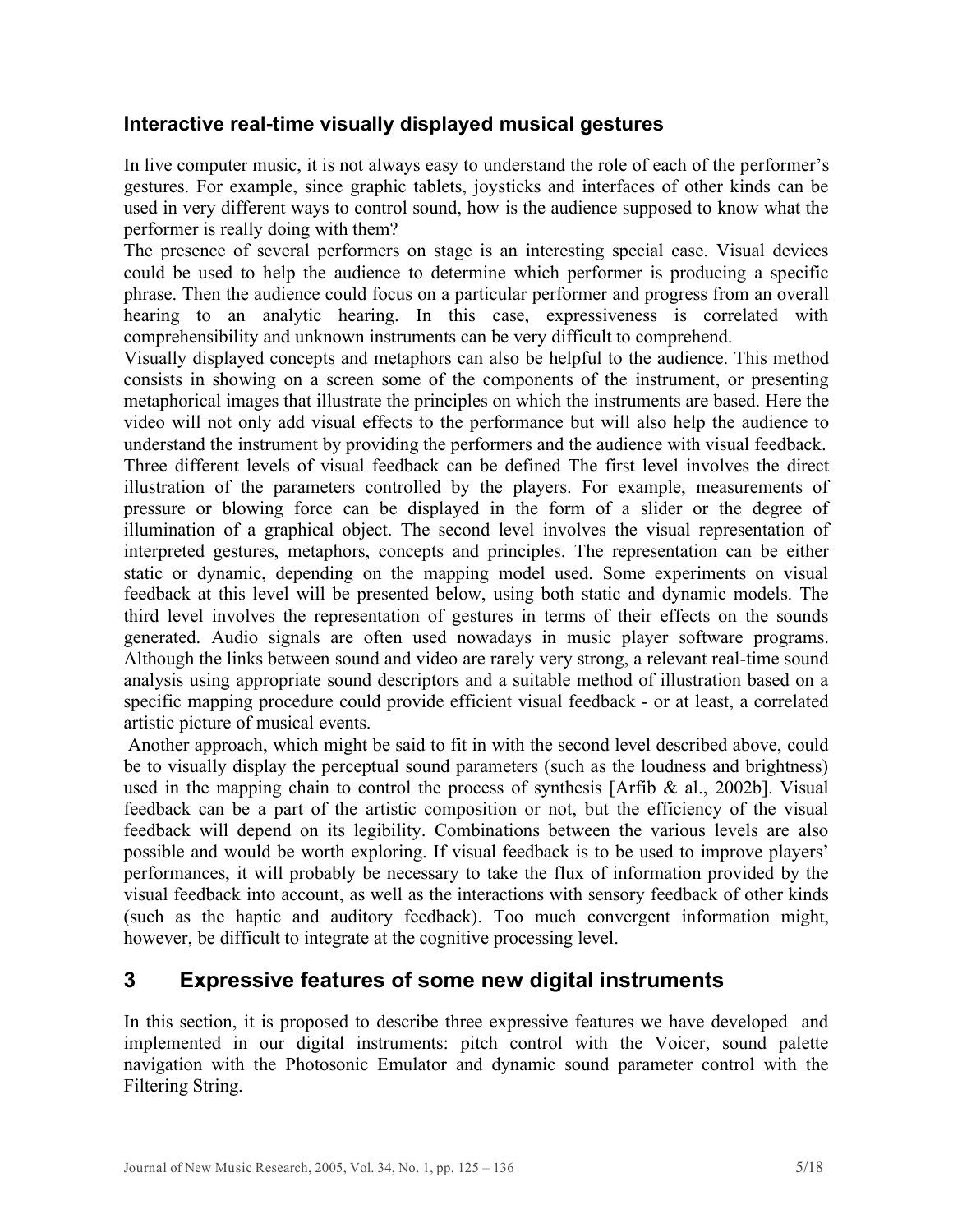### Interactive real-time visually displayed musical gestures

In live computer music, it is not always easy to understand the role of each of the performer's gestures. For example, since graphic tablets, joysticks and interfaces of other kinds can be used in very different ways to control sound, how is the audience supposed to know what the performer is really doing with them?

The presence of several performers on stage is an interesting special case. Visual devices could be used to help the audience to determine which performer is producing a specific phrase. Then the audience could focus on a particular performer and progress from an overall hearing to an analytic hearing. In this case, expressiveness is correlated with comprehensibility and unknown instruments can be very difficult to comprehend.

Visually displayed concepts and metaphors can also be helpful to the audience. This method consists in showing on a screen some of the components of the instrument, or presenting metaphorical images that illustrate the principles on which the instruments are based. Here the video will not only add visual effects to the performance but will also help the audience to understand the instrument by providing the performers and the audience with visual feedback.

Three different levels of visual feedback can be defined The first level involves the direct illustration of the parameters controlled by the players. For example, measurements of pressure or blowing force can be displayed in the form of a slider or the degree of illumination of a graphical object. The second level involves the visual representation of interpreted gestures, metaphors, concepts and principles. The representation can be either static or dynamic, depending on the mapping model used. Some experiments on visual feedback at this level will be presented below, using both static and dynamic models. The third level involves the representation of gestures in terms of their effects on the sounds generated. Audio signals are often used nowadays in music player software programs. Although the links between sound and video are rarely very strong, a relevant real-time sound analysis using appropriate sound descriptors and a suitable method of illustration based on a specific mapping procedure could provide efficient visual feedback - or at least, a correlated artistic picture of musical events.

Another approach, which might be said to fit in with the second level described above, could be to visually display the perceptual sound parameters (such as the loudness and brightness) used in the mapping chain to control the process of synthesis [Arfib & al., 2002b]. Visual feedback can be a part of the artistic composition or not, but the efficiency of the visual feedback will depend on its legibility. Combinations between the various levels are also possible and would be worth exploring. If visual feedback is to be used to improve players' performances, it will probably be necessary to take the flux of information provided by the visual feedback into account, as well as the interactions with sensory feedback of other kinds (such as the haptic and auditory feedback). Too much convergent information might, however, be difficult to integrate at the cognitive processing level.

## 3 Expressive features of some new digital instruments

In this section, it is proposed to describe three expressive features we have developed and implemented in our digital instruments: pitch control with the Voicer, sound palette navigation with the Photosonic Emulator and dynamic sound parameter control with the Filtering String.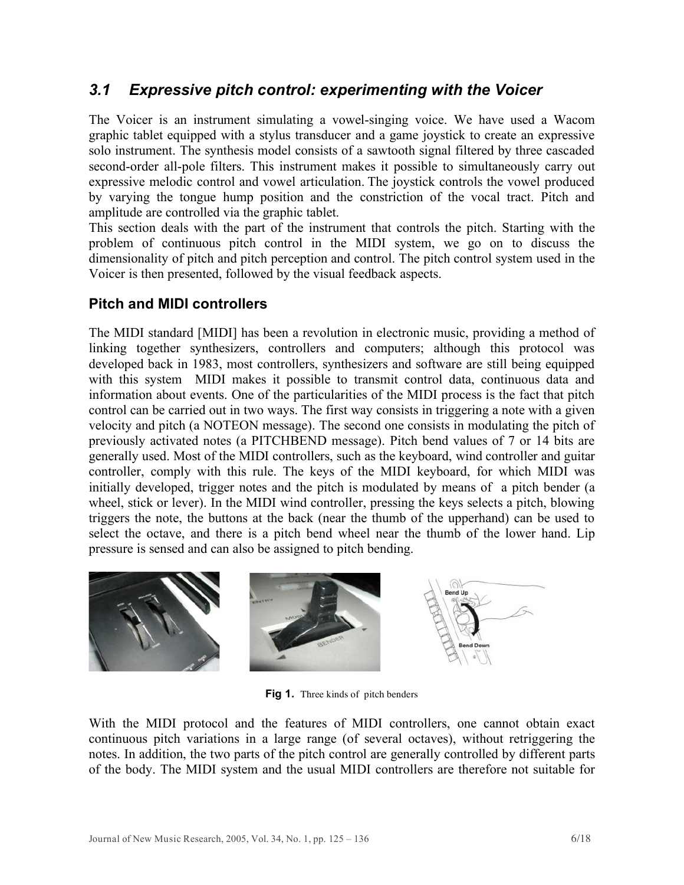## *3.1 Expressive pitch control: experimenting with the Voicer*

The Voicer is an instrument simulating a vowel-singing voice. We have used a Wacom graphic tablet equipped with a stylus transducer and a game joystick to create an expressive solo instrument. The synthesis model consists of a sawtooth signal filtered by three cascaded second-order all-pole filters. This instrument makes it possible to simultaneously carry out expressive melodic control and vowel articulation. The joystick controls the vowel produced by varying the tongue hump position and the constriction of the vocal tract. Pitch and amplitude are controlled via the graphic tablet.

This section deals with the part of the instrument that controls the pitch. Starting with the problem of continuous pitch control in the MIDI system, we go on to discuss the dimensionality of pitch and pitch perception and control. The pitch control system used in the Voicer is then presented, followed by the visual feedback aspects.

### Pitch and MIDI controllers

The MIDI standard [MIDI] has been a revolution in electronic music, providing a method of linking together synthesizers, controllers and computers; although this protocol was developed back in 1983, most controllers, synthesizers and software are still being equipped with this system MIDI makes it possible to transmit control data, continuous data and information about events. One of the particularities of the MIDI process is the fact that pitch control can be carried out in two ways. The first way consists in triggering a note with a given velocity and pitch (a NOTEON message). The second one consists in modulating the pitch of previously activated notes (a PITCHBEND message). Pitch bend values of 7 or 14 bits are generally used. Most of the MIDI controllers, such as the keyboard, wind controller and guitar controller, comply with this rule. The keys of the MIDI keyboard, for which MIDI was initially developed, trigger notes and the pitch is modulated by means of a pitch bender (a wheel, stick or lever). In the MIDI wind controller, pressing the keys selects a pitch, blowing triggers the note, the buttons at the back (near the thumb of the upperhand) can be used to select the octave, and there is a pitch bend wheel near the thumb of the lower hand. Lip pressure is sensed and can also be assigned to pitch bending.

**Fig 1.** Three kinds of pitch benders

With the MIDI protocol and the features of MIDI controllers, one cannot obtain exact continuous pitch variations in a large range (of several octaves), without retriggering the notes. In addition, the two parts of the pitch control are generally controlled by different parts of the body. The MIDI system and the usual MIDI controllers are therefore not suitable for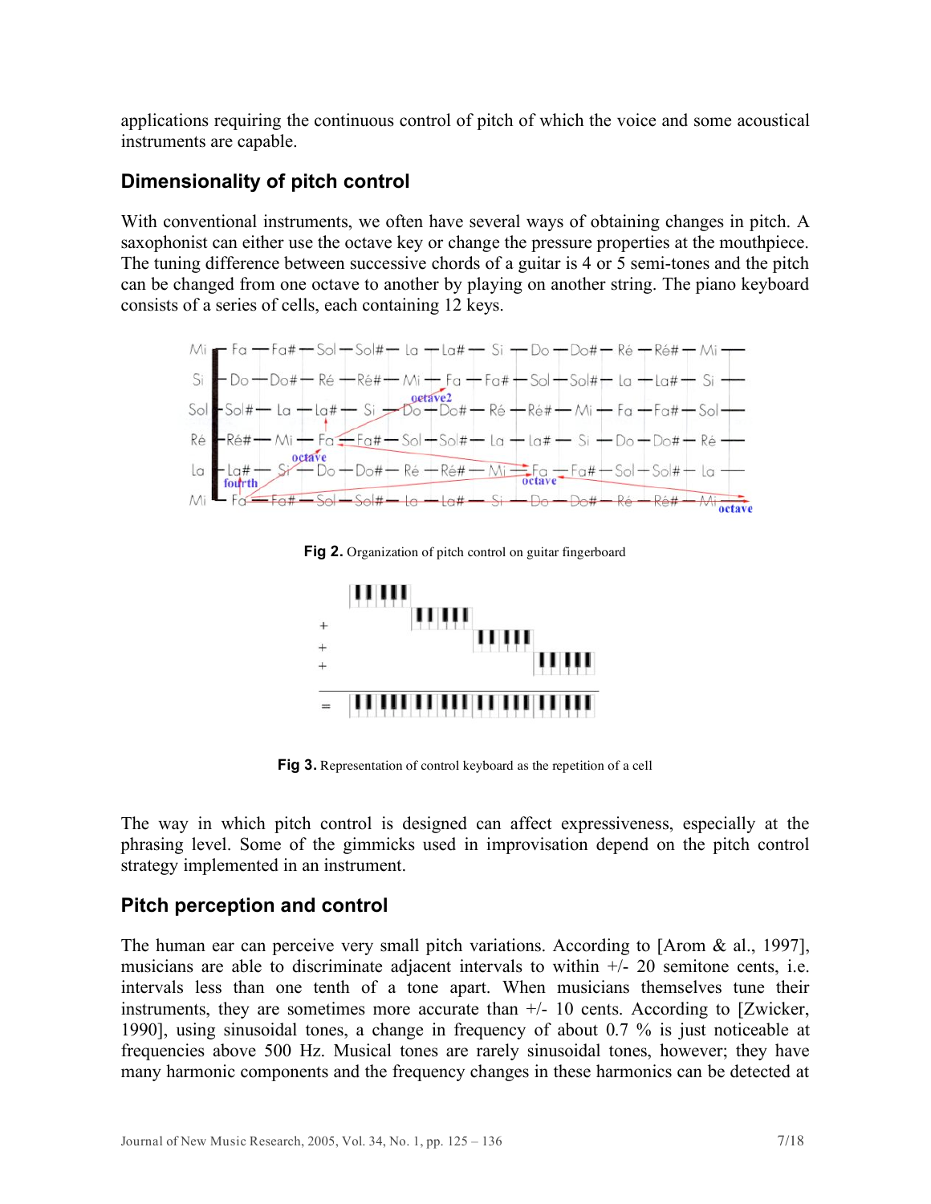applications requiring the continuous control of pitch of which the voice and some acoustical instruments are capable.

## Dimensionality of pitch control

With conventional instruments, we often have several ways of obtaining changes in pitch. A saxophonist can either use the octave key or change the pressure properties at the mouthpiece. The tuning difference between successive chords of a guitar is 4 or 5 semi-tones and the pitch can be changed from one octave to another by playing on another string. The piano keyboard consists of a series of cells, each containing 12 keys.

**Fig 2.** Organization of pitch control on guitar fingerboard

**Fig 3.** Representation of control keyboard as the repetition of a cell

The way in which pitch control is designed can affect expressiveness, especially at the phrasing level. Some of the gimmicks used in improvisation depend on the pitch control strategy implemented in an instrument.

## Pitch perception and control

The human ear can perceive very small pitch variations. According to [Arom & al., 1997], musicians are able to discriminate adjacent intervals to within +/- 20 semitone cents, i.e. intervals less than one tenth of a tone apart. When musicians themselves tune their instruments, they are sometimes more accurate than +/- 10 cents. According to [Zwicker, 1990], using sinusoidal tones, a change in frequency of about 0.7 % is just noticeable at frequencies above 500 Hz. Musical tones are rarely sinusoidal tones, however; they have many harmonic components and the frequency changes in these harmonics can be detected at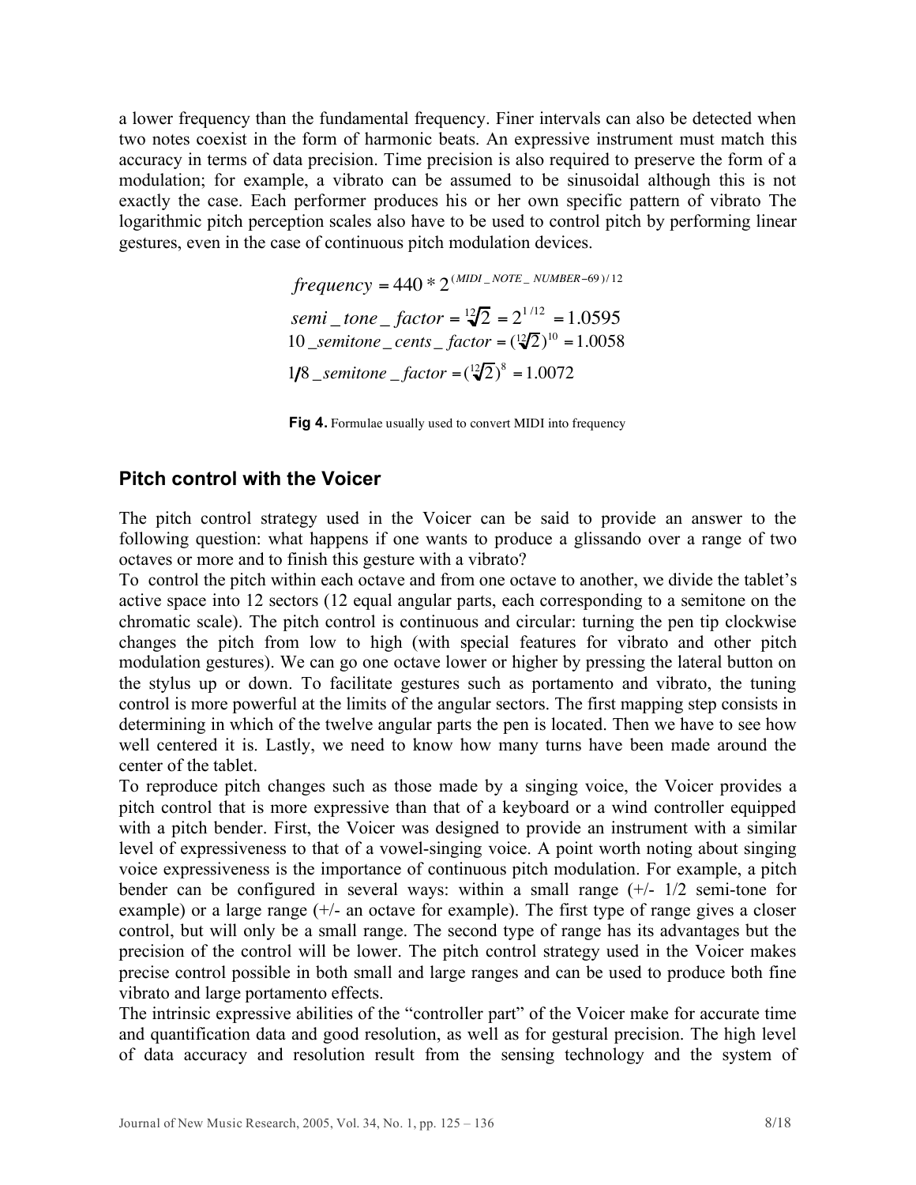a lower frequency than the fundamental frequency. Finer intervals can also be detected when two notes coexist in the form of harmonic beats. An expressive instrument must match this accuracy in terms of data precision. Time precision is also required to preserve the form of a modulation; for example, a vibrato can be assumed to be sinusoidal although this is not exactly the case. Each performer produces his or her own specific pattern of vibrato The logarithmic pitch perception scales also have to be used to control pitch by performing linear gestures, even in the case of continuous pitch modulation devices.

$$frequency = 440 * 2^{(MIDI\_NOTE\_NUMBER - 69)/12}$$

$$semi\_tone\_factor = \sqrt[12]{2} = 2^{1/12} = 1.0595$$

$$10\_semitone\_cents\_factor = (\sqrt[12]{2})^{10} = 1.0058$$

$$1/8\_semitone\_factor = (\sqrt[12]{2})^{8} = 1.0072$$

**Fig 4.** Formulae usually used to convert MIDI into frequency

## Pitch control with the Voicer

The pitch control strategy used in the Voicer can be said to provide an answer to the following question: what happens if one wants to produce a glissando over a range of two octaves or more and to finish this gesture with a vibrato?

To control the pitch within each octave and from one octave to another, we divide the tablet's active space into 12 sectors (12 equal angular parts, each corresponding to a semitone on the chromatic scale). The pitch control is continuous and circular: turning the pen tip clockwise changes the pitch from low to high (with special features for vibrato and other pitch modulation gestures). We can go one octave lower or higher by pressing the lateral button on the stylus up or down. To facilitate gestures such as portamento and vibrato, the tuning control is more powerful at the limits of the angular sectors. The first mapping step consists in determining in which of the twelve angular parts the pen is located. Then we have to see how well centered it is. Lastly, we need to know how many turns have been made around the center of the tablet.

To reproduce pitch changes such as those made by a singing voice, the Voicer provides a pitch control that is more expressive than that of a keyboard or a wind controller equipped with a pitch bender. First, the Voicer was designed to provide an instrument with a similar level of expressiveness to that of a vowel-singing voice. A point worth noting about singing voice expressiveness is the importance of continuous pitch modulation. For example, a pitch bender can be configured in several ways: within a small range (+/- 1/2 semi-tone for example) or a large range (+/- an octave for example). The first type of range gives a closer control, but will only be a small range. The second type of range has its advantages but the precision of the control will be lower. The pitch control strategy used in the Voicer makes precise control possible in both small and large ranges and can be used to produce both fine vibrato and large portamento effects.

The intrinsic expressive abilities of the "controller part" of the Voicer make for accurate time and quantification data and good resolution, as well as for gestural precision. The high level of data accuracy and resolution result from the sensing technology and the system of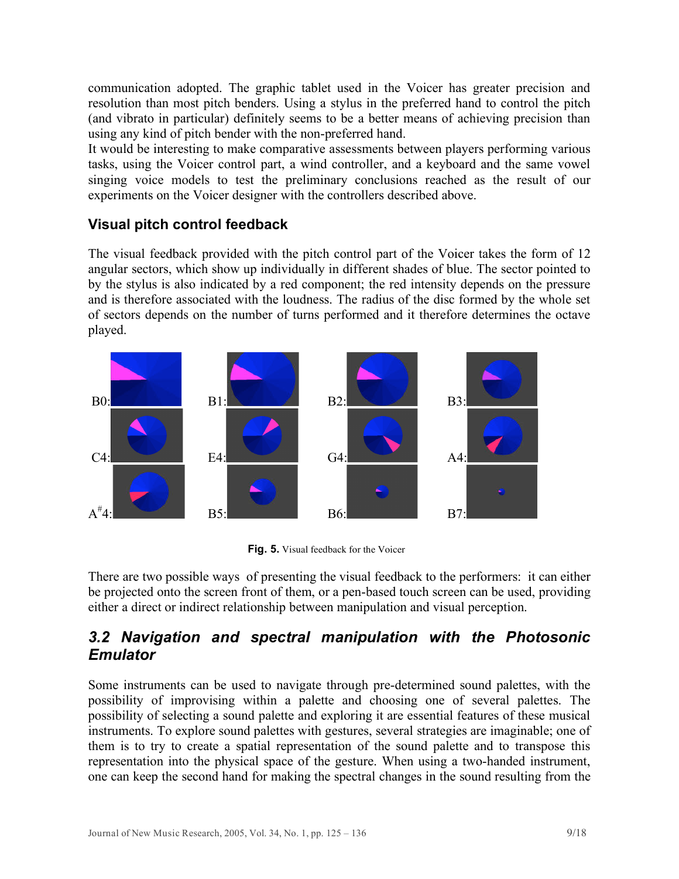communication adopted. The graphic tablet used in the Voicer has greater precision and resolution than most pitch benders. Using a stylus in the preferred hand to control the pitch (and vibrato in particular) definitely seems to be a better means of achieving precision than using any kind of pitch bender with the non-preferred hand.

It would be interesting to make comparative assessments between players performing various tasks, using the Voicer control part, a wind controller, and a keyboard and the same vowel singing voice models to test the preliminary conclusions reached as the result of our experiments on the Voicer designer with the controllers described above.

### Visual pitch control feedback

The visual feedback provided with the pitch control part of the Voicer takes the form of 12 angular sectors, which show up individually in different shades of blue. The sector pointed to by the stylus is also indicated by a red component; the red intensity depends on the pressure and is therefore associated with the loudness. The radius of the disc formed by the whole set of sectors depends on the number of turns performed and it therefore determines the octave played.

B0: B1: B2: B3:

C4: E4: G4: A4:

A#4: B5: B6: B7:

**Fig. 5.** Visual feedback for the Voicer

There are two possible ways of presenting the visual feedback to the performers: it can either be projected onto the screen front of them, or a pen-based touch screen can be used, providing either a direct or indirect relationship between manipulation and visual perception.

## *3.2 Navigation and spectral manipulation with the Photosonic Emulator*

Some instruments can be used to navigate through pre-determined sound palettes, with the possibility of improvising within a palette and choosing one of several palettes. The possibility of selecting a sound palette and exploring it are essential features of these musical instruments. To explore sound palettes with gestures, several strategies are imaginable; one of them is to try to create a spatial representation of the sound palette and to transpose this representation into the physical space of the gesture. When using a two-handed instrument, one can keep the second hand for making the spectral changes in the sound resulting from the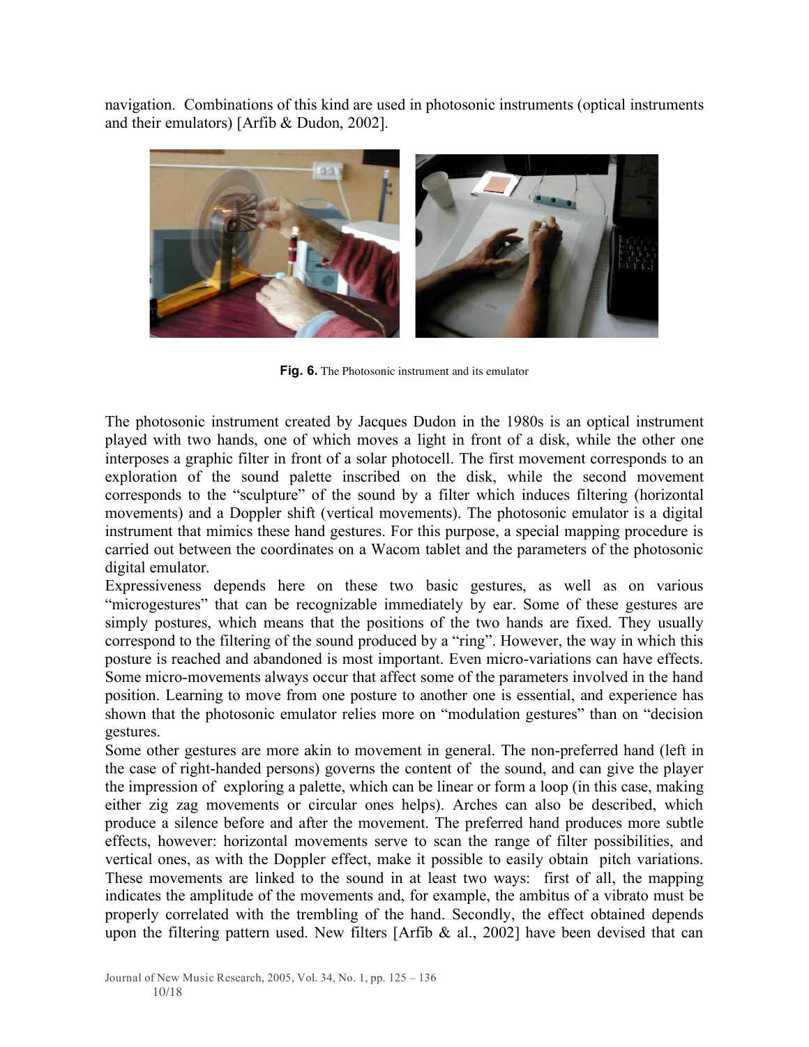navigation. Combinations of this kind are used in photosonic instruments (optical instruments and their emulators) [Arfib & Dudon, 2002].

**Fig. 6.** The Photosonic instrument and its emulator

The photosonic instrument created by Jacques Dudon in the 1980s is an optical instrument played with two hands, one of which moves a light in front of a disk, while the other one interposes a graphic filter in front of a solar photocell. The first movement corresponds to an exploration of the sound palette inscribed on the disk, while the second movement corresponds to the "sculpture" of the sound by a filter which induces filtering (horizontal movements) and a Doppler shift (vertical movements). The photosonic emulator is a digital instrument that mimics these hand gestures. For this purpose, a special mapping procedure is carried out between the coordinates on a Wacom tablet and the parameters of the photosonic digital emulator.

Expressiveness depends here on these two basic gestures, as well as on various "microgestures" that can be recognizable immediately by ear. Some of these gestures are simply postures, which means that the positions of the two hands are fixed. They usually correspond to the filtering of the sound produced by a "ring". However, the way in which this posture is reached and abandoned is most important. Even micro-variations can have effects. Some micro-movements always occur that affect some of the parameters involved in the hand position. Learning to move from one posture to another one is essential, and experience has shown that the photosonic emulator relies more on "modulation gestures" than on "decision gestures.

Some other gestures are more akin to movement in general. The non-preferred hand (left in the case of right-handed persons) governs the content of the sound, and can give the player the impression of exploring a palette, which can be linear or form a loop (in this case, making either zig zag movements or circular ones helps). Arches can also be described, which produce a silence before and after the movement. The preferred hand produces more subtle effects, however: horizontal movements serve to scan the range of filter possibilities, and vertical ones, as with the Doppler effect, make it possible to easily obtain pitch variations. These movements are linked to the sound in at least two ways: first of all, the mapping indicates the amplitude of the movements and, for example, the ambitus of a vibrato must be properly correlated with the trembling of the hand. Secondly, the effect obtained depends upon the filtering pattern used. New filters [Arfib & al., 2002] have been devised that can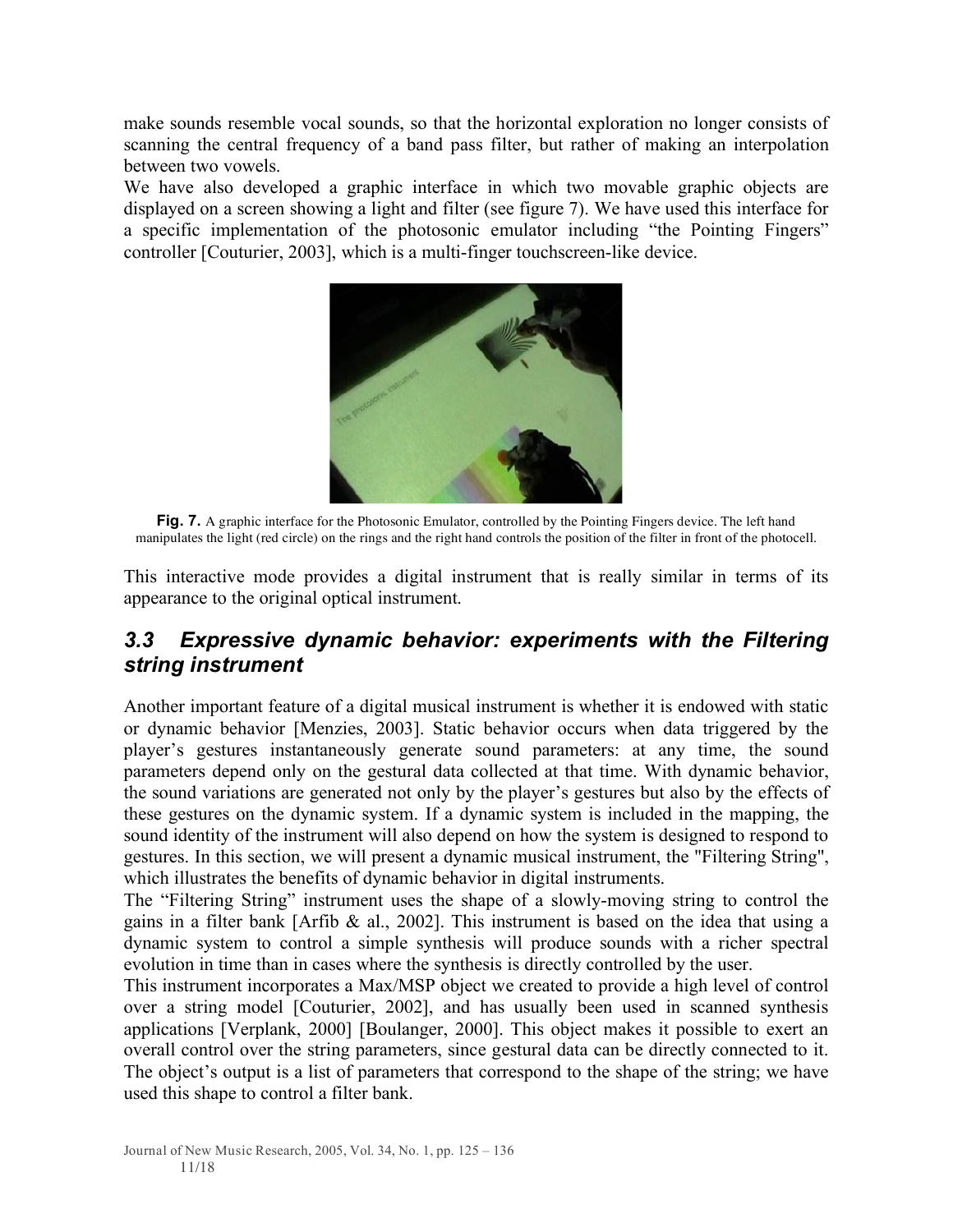make sounds resemble vocal sounds, so that the horizontal exploration no longer consists of scanning the central frequency of a band pass filter, but rather of making an interpolation between two vowels.

We have also developed a graphic interface in which two movable graphic objects are displayed on a screen showing a light and filter (see figure 7). We have used this interface for a specific implementation of the photosonic emulator including “the Pointing Fingers” controller [Couturier, 2003], which is a multi-finger touchscreen-like device.

**Fig. 7.** A graphic interface for the Photosonic Emulator, controlled by the Pointing Fingers device. The left hand manipulates the light (red circle) on the rings and the right hand controls the position of the filter in front of the photocell.

This interactive mode provides a digital instrument that is really similar in terms of its appearance to the original optical instrument.

## *3.3 Expressive dynamic behavior: experiments with the Filtering string instrument*

Another important feature of a digital musical instrument is whether it is endowed with static or dynamic behavior [Menzies, 2003]. Static behavior occurs when data triggered by the player’s gestures instantaneously generate sound parameters: at any time, the sound parameters depend only on the gestural data collected at that time. With dynamic behavior, the sound variations are generated not only by the player’s gestures but also by the effects of these gestures on the dynamic system. If a dynamic system is included in the mapping, the sound identity of the instrument will also depend on how the system is designed to respond to gestures. In this section, we will present a dynamic musical instrument, the "Filtering String", which illustrates the benefits of dynamic behavior in digital instruments.

The “Filtering String” instrument uses the shape of a slowly-moving string to control the gains in a filter bank [Arfib & al., 2002]. This instrument is based on the idea that using a dynamic system to control a simple synthesis will produce sounds with a richer spectral evolution in time than in cases where the synthesis is directly controlled by the user.

This instrument incorporates a Max/MSP object we created to provide a high level of control over a string model [Couturier, 2002], and has usually been used in scanned synthesis applications [Verplank, 2000] [Boulanger, 2000]. This object makes it possible to exert an overall control over the string parameters, since gestural data can be directly connected to it. The object’s output is a list of parameters that correspond to the shape of the string; we have used this shape to control a filter bank.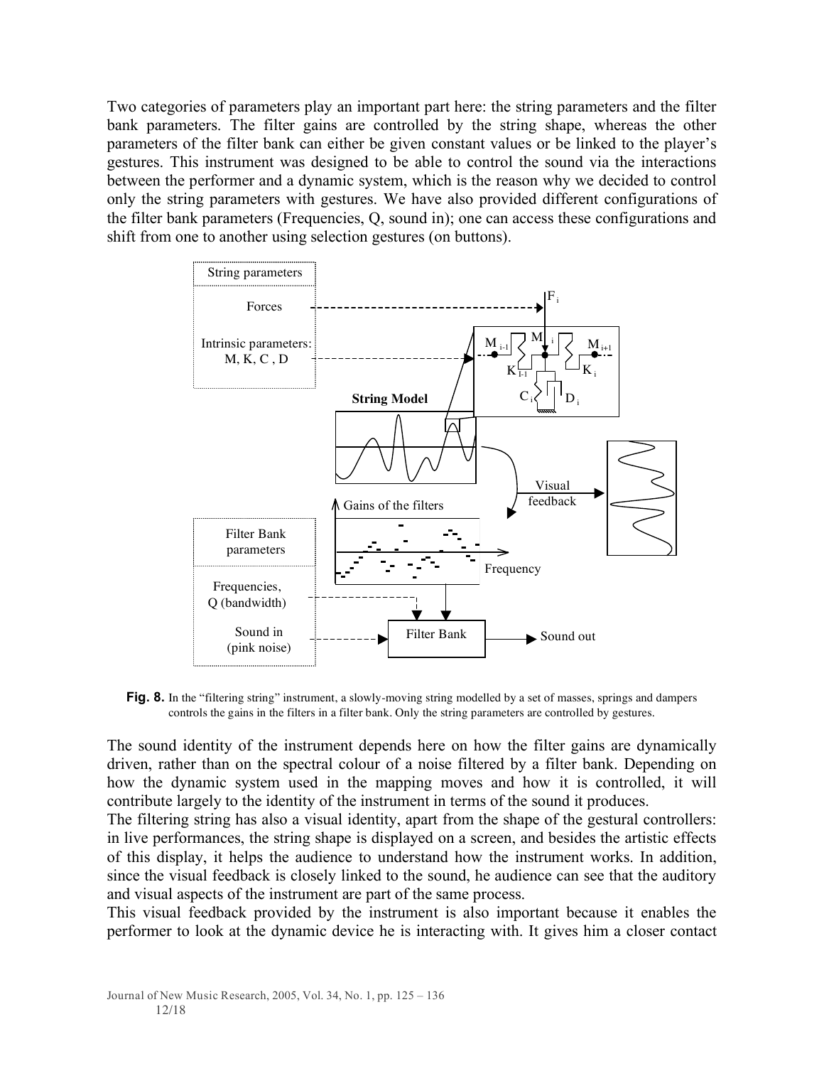Two categories of parameters play an important part here: the string parameters and the filter bank parameters. The filter gains are controlled by the string shape, whereas the other parameters of the filter bank can either be given constant values or be linked to the player's gestures. This instrument was designed to be able to control the sound via the interactions between the performer and a dynamic system, which is the reason why we decided to control only the string parameters with gestures. We have also provided different configurations of the filter bank parameters (Frequencies, Q, sound in); one can access these configurations and shift from one to another using selection gestures (on buttons).

**Fig. 8.** In the "filtering string" instrument, a slowly-moving string modelled by a set of masses, springs and dampers controls the gains in the filters in a filter bank. Only the string parameters are controlled by gestures.

The sound identity of the instrument depends here on how the filter gains are dynamically driven, rather than on the spectral colour of a noise filtered by a filter bank. Depending on how the dynamic system used in the mapping moves and how it is controlled, it will contribute largely to the identity of the instrument in terms of the sound it produces.

The filtering string has also a visual identity, apart from the shape of the gestural controllers: in live performances, the string shape is displayed on a screen, and besides the artistic effects of this display, it helps the audience to understand how the instrument works. In addition, since the visual feedback is closely linked to the sound, he audience can see that the auditory and visual aspects of the instrument are part of the same process.

This visual feedback provided by the instrument is also important because it enables the performer to look at the dynamic device he is interacting with. It gives him a closer contact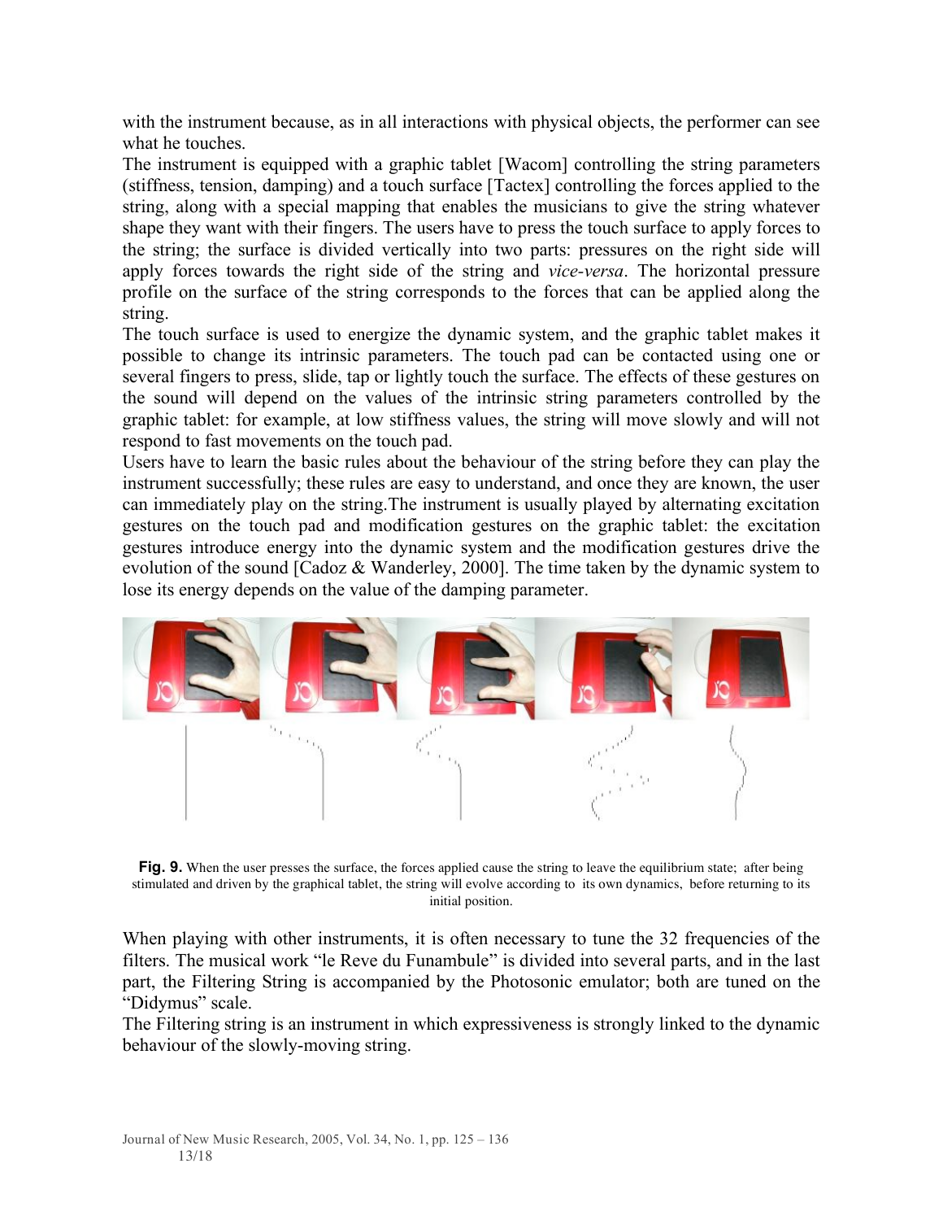with the instrument because, as in all interactions with physical objects, the performer can see what he touches.

The instrument is equipped with a graphic tablet [Wacom] controlling the string parameters (stiffness, tension, damping) and a touch surface [Tactex] controlling the forces applied to the string, along with a special mapping that enables the musicians to give the string whatever shape they want with their fingers. The users have to press the touch surface to apply forces to the string; the surface is divided vertically into two parts: pressures on the right side will apply forces towards the right side of the string and *vice-versa*. The horizontal pressure profile on the surface of the string corresponds to the forces that can be applied along the string.

The touch surface is used to energize the dynamic system, and the graphic tablet makes it possible to change its intrinsic parameters. The touch pad can be contacted using one or several fingers to press, slide, tap or lightly touch the surface. The effects of these gestures on the sound will depend on the values of the intrinsic string parameters controlled by the graphic tablet: for example, at low stiffness values, the string will move slowly and will not respond to fast movements on the touch pad.

Users have to learn the basic rules about the behaviour of the string before they can play the instrument successfully; these rules are easy to understand, and once they are known, the user can immediately play on the string.The instrument is usually played by alternating excitation gestures on the touch pad and modification gestures on the graphic tablet: the excitation gestures introduce energy into the dynamic system and the modification gestures drive the evolution of the sound [Cadoz & Wanderley, 2000]. The time taken by the dynamic system to lose its energy depends on the value of the damping parameter.

**Fig. 9.** When the user presses the surface, the forces applied cause the string to leave the equilibrium state; after being stimulated and driven by the graphical tablet, the string will evolve according to its own dynamics, before returning to its initial position.

When playing with other instruments, it is often necessary to tune the 32 frequencies of the filters. The musical work "le Reve du Funambule" is divided into several parts, and in the last part, the Filtering String is accompanied by the Photosonic emulator; both are tuned on the "Didymus" scale.

The Filtering string is an instrument in which expressiveness is strongly linked to the dynamic behaviour of the slowly-moving string.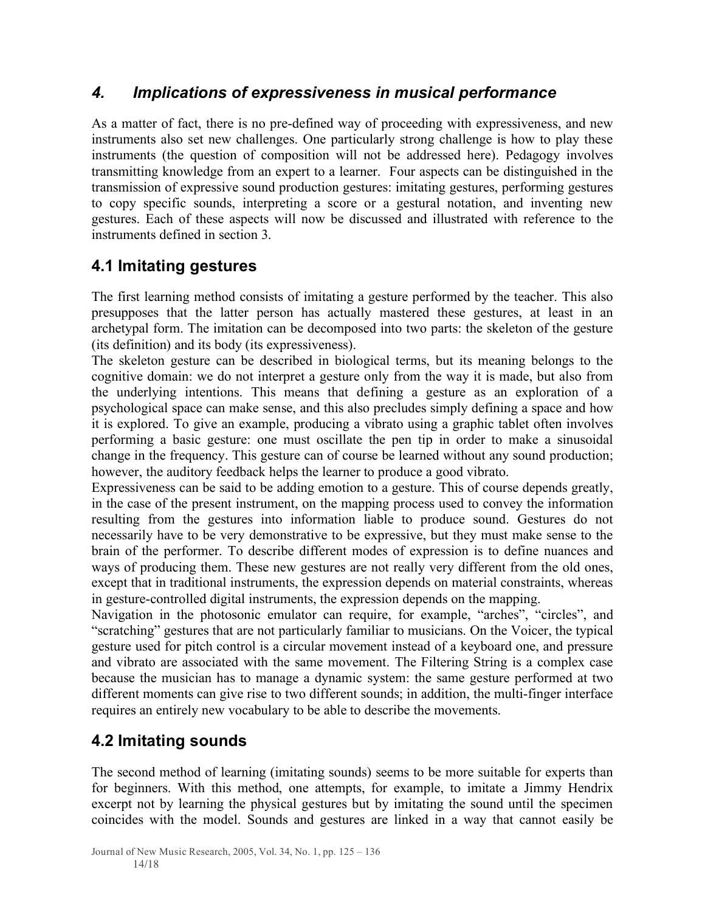## *4. Implications of expressiveness in musical performance*

As a matter of fact, there is no pre-defined way of proceeding with expressiveness, and new instruments also set new challenges. One particularly strong challenge is how to play these instruments (the question of composition will not be addressed here). Pedagogy involves transmitting knowledge from an expert to a learner. Four aspects can be distinguished in the transmission of expressive sound production gestures: imitating gestures, performing gestures to copy specific sounds, interpreting a score or a gestural notation, and inventing new gestures. Each of these aspects will now be discussed and illustrated with reference to the instruments defined in section 3.

### 4.1 Imitating gestures

The first learning method consists of imitating a gesture performed by the teacher. This also presupposes that the latter person has actually mastered these gestures, at least in an archetypal form. The imitation can be decomposed into two parts: the skeleton of the gesture (its definition) and its body (its expressiveness).

The skeleton gesture can be described in biological terms, but its meaning belongs to the cognitive domain: we do not interpret a gesture only from the way it is made, but also from the underlying intentions. This means that defining a gesture as an exploration of a psychological space can make sense, and this also precludes simply defining a space and how it is explored. To give an example, producing a vibrato using a graphic tablet often involves performing a basic gesture: one must oscillate the pen tip in order to make a sinusoidal change in the frequency. This gesture can of course be learned without any sound production; however, the auditory feedback helps the learner to produce a good vibrato.

Expressiveness can be said to be adding emotion to a gesture. This of course depends greatly, in the case of the present instrument, on the mapping process used to convey the information resulting from the gestures into information liable to produce sound. Gestures do not necessarily have to be very demonstrative to be expressive, but they must make sense to the brain of the performer. To describe different modes of expression is to define nuances and ways of producing them. These new gestures are not really very different from the old ones, except that in traditional instruments, the expression depends on material constraints, whereas in gesture-controlled digital instruments, the expression depends on the mapping.

Navigation in the photosonic emulator can require, for example, "arches", "circles", and "scratching" gestures that are not particularly familiar to musicians. On the Voicer, the typical gesture used for pitch control is a circular movement instead of a keyboard one, and pressure and vibrato are associated with the same movement. The Filtering String is a complex case because the musician has to manage a dynamic system: the same gesture performed at two different moments can give rise to two different sounds; in addition, the multi-finger interface requires an entirely new vocabulary to be able to describe the movements.

### 4.2 Imitating sounds

The second method of learning (imitating sounds) seems to be more suitable for experts than for beginners. With this method, one attempts, for example, to imitate a Jimmy Hendrix excerpt not by learning the physical gestures but by imitating the sound until the specimen coincides with the model. Sounds and gestures are linked in a way that cannot easily be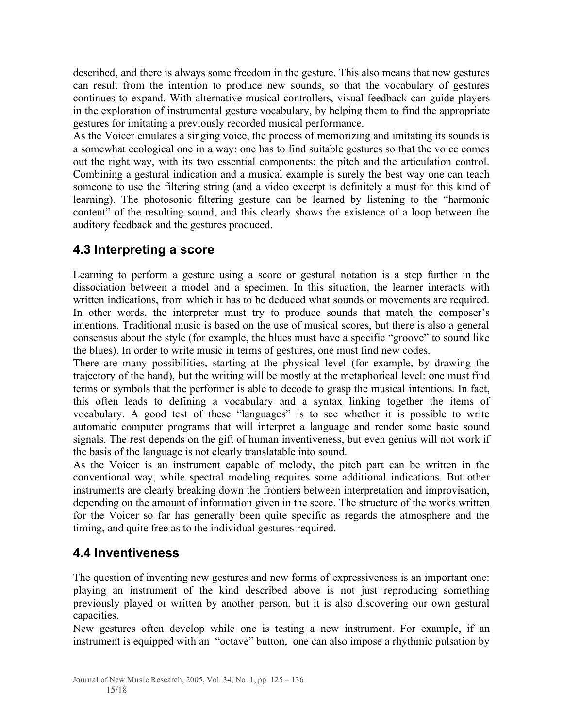described, and there is always some freedom in the gesture. This also means that new gestures can result from the intention to produce new sounds, so that the vocabulary of gestures continues to expand. With alternative musical controllers, visual feedback can guide players in the exploration of instrumental gesture vocabulary, by helping them to find the appropriate gestures for imitating a previously recorded musical performance.

As the Voicer emulates a singing voice, the process of memorizing and imitating its sounds is a somewhat ecological one in a way: one has to find suitable gestures so that the voice comes out the right way, with its two essential components: the pitch and the articulation control. Combining a gestural indication and a musical example is surely the best way one can teach someone to use the filtering string (and a video excerpt is definitely a must for this kind of learning). The photosonic filtering gesture can be learned by listening to the "harmonic content" of the resulting sound, and this clearly shows the existence of a loop between the auditory feedback and the gestures produced.

## 4.3 Interpreting a score

Learning to perform a gesture using a score or gestural notation is a step further in the dissociation between a model and a specimen. In this situation, the learner interacts with written indications, from which it has to be deduced what sounds or movements are required. In other words, the interpreter must try to produce sounds that match the composer's intentions. Traditional music is based on the use of musical scores, but there is also a general consensus about the style (for example, the blues must have a specific "groove" to sound like the blues). In order to write music in terms of gestures, one must find new codes.

There are many possibilities, starting at the physical level (for example, by drawing the trajectory of the hand), but the writing will be mostly at the metaphorical level: one must find terms or symbols that the performer is able to decode to grasp the musical intentions. In fact, this often leads to defining a vocabulary and a syntax linking together the items of vocabulary. A good test of these "languages" is to see whether it is possible to write automatic computer programs that will interpret a language and render some basic sound signals. The rest depends on the gift of human inventiveness, but even genius will not work if the basis of the language is not clearly translatable into sound.

As the Voicer is an instrument capable of melody, the pitch part can be written in the conventional way, while spectral modeling requires some additional indications. But other instruments are clearly breaking down the frontiers between interpretation and improvisation, depending on the amount of information given in the score. The structure of the works written for the Voicer so far has generally been quite specific as regards the atmosphere and the timing, and quite free as to the individual gestures required.

## 4.4 Inventiveness

The question of inventing new gestures and new forms of expressiveness is an important one: playing an instrument of the kind described above is not just reproducing something previously played or written by another person, but it is also discovering our own gestural capacities.

New gestures often develop while one is testing a new instrument. For example, if an instrument is equipped with an "octave" button, one can also impose a rhythmic pulsation by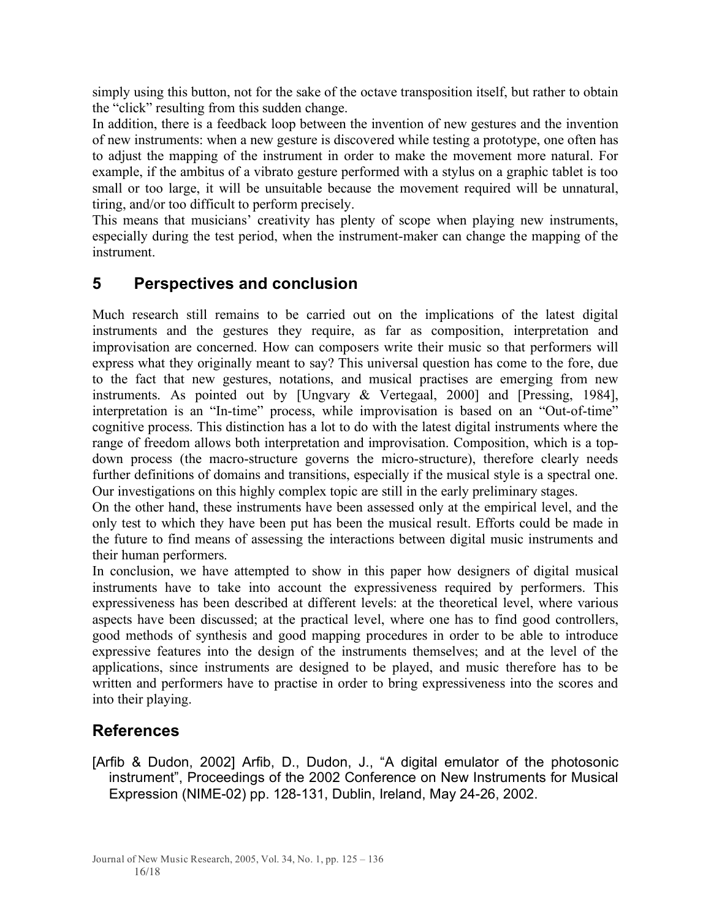simply using this button, not for the sake of the octave transposition itself, but rather to obtain the "click" resulting from this sudden change.

In addition, there is a feedback loop between the invention of new gestures and the invention of new instruments: when a new gesture is discovered while testing a prototype, one often has to adjust the mapping of the instrument in order to make the movement more natural. For example, if the ambitus of a vibrato gesture performed with a stylus on a graphic tablet is too small or too large, it will be unsuitable because the movement required will be unnatural, tiring, and/or too difficult to perform precisely.

This means that musicians' creativity has plenty of scope when playing new instruments, especially during the test period, when the instrument-maker can change the mapping of the instrument.

## 5 Perspectives and conclusion

Much research still remains to be carried out on the implications of the latest digital instruments and the gestures they require, as far as composition, interpretation and improvisation are concerned. How can composers write their music so that performers will express what they originally meant to say? This universal question has come to the fore, due to the fact that new gestures, notations, and musical practises are emerging from new instruments. As pointed out by [Ungvary & Vertegaal, 2000] and [Pressing, 1984], interpretation is an "In-time" process, while improvisation is based on an "Out-of-time" cognitive process. This distinction has a lot to do with the latest digital instruments where the range of freedom allows both interpretation and improvisation. Composition, which is a top-down process (the macro-structure governs the micro-structure), therefore clearly needs further definitions of domains and transitions, especially if the musical style is a spectral one. Our investigations on this highly complex topic are still in the early preliminary stages.

On the other hand, these instruments have been assessed only at the empirical level, and the only test to which they have been put has been the musical result. Efforts could be made in the future to find means of assessing the interactions between digital music instruments and their human performers.

In conclusion, we have attempted to show in this paper how designers of digital musical instruments have to take into account the expressiveness required by performers. This expressiveness has been described at different levels: at the theoretical level, where various aspects have been discussed; at the practical level, where one has to find good controllers, good methods of synthesis and good mapping procedures in order to be able to introduce expressive features into the design of the instruments themselves; and at the level of the applications, since instruments are designed to be played, and music therefore has to be written and performers have to practise in order to bring expressiveness into the scores and into their playing.

## References

[Arfib & Dudon, 2002] Arfib, D., Dudon, J., "A digital emulator of the photosonic instrument", Proceedings of the 2002 Conference on New Instruments for Musical Expression (NIME-02) pp. 128-131, Dublin, Ireland, May 24-26, 2002.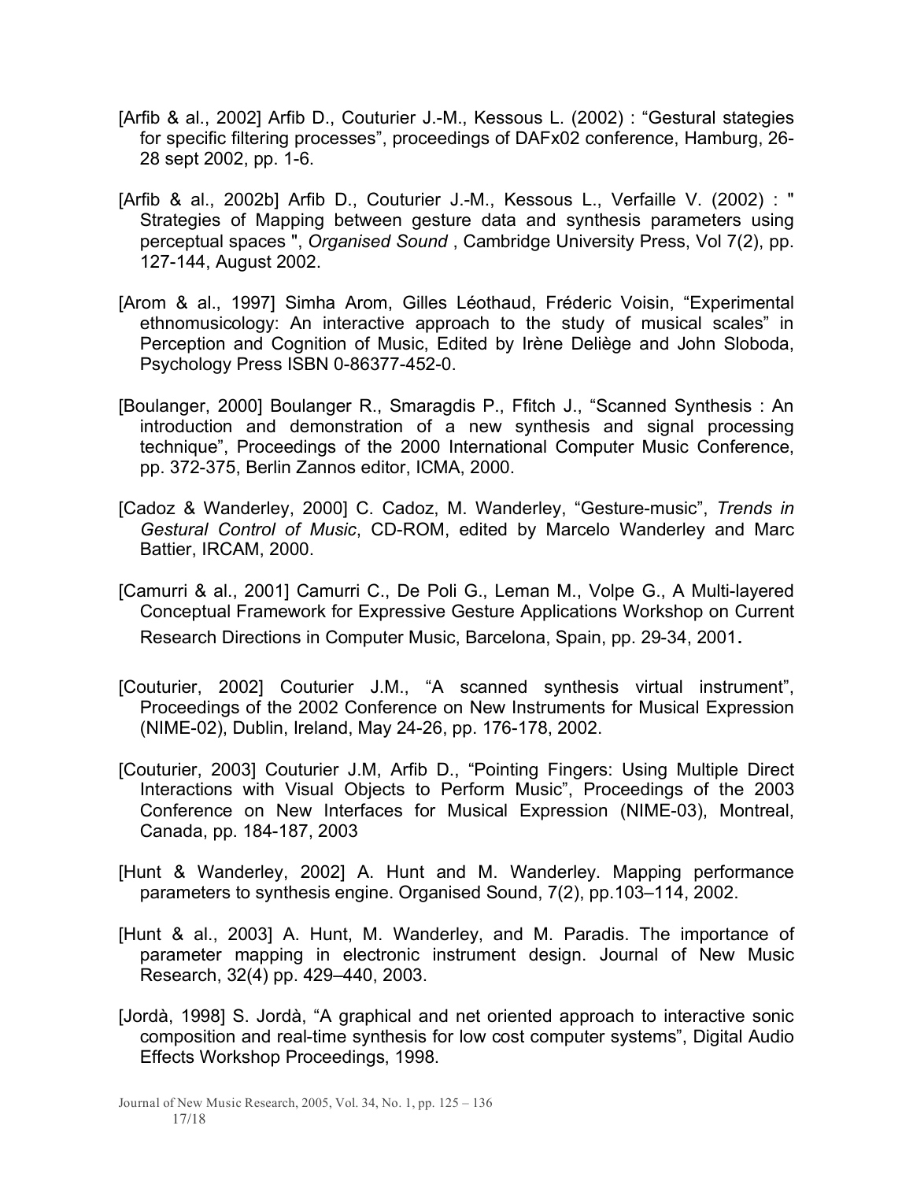[Arfib & al., 2002] Arfib D., Couturier J.-M., Kessous L. (2002) : “Gestural stategies for specific filtering processes”, proceedings of DAFx02 conference, Hamburg, 26-28 sept 2002, pp. 1-6.

[Arfib & al., 2002b] Arfib D., Couturier J.-M., Kessous L., Verfaille V. (2002) : " Strategies of Mapping between gesture data and synthesis parameters using perceptual spaces ", *Organised Sound* , Cambridge University Press, Vol 7(2), pp. 127-144, August 2002.

[Arom & al., 1997] Simha Arom, Gilles Léothaud, Fréderic Voisin, “Experimental ethnomusicology: An interactive approach to the study of musical scales” in Perception and Cognition of Music, Edited by Irène Deliège and John Sloboda, Psychology Press ISBN 0-86377-452-0.

[Boulanger, 2000] Boulanger R., Smaragdis P., Ffitch J., “Scanned Synthesis : An introduction and demonstration of a new synthesis and signal processing technique”, Proceedings of the 2000 International Computer Music Conference, pp. 372-375, Berlin Zannos editor, ICMA, 2000.

[Cadoz & Wanderley, 2000] C. Cadoz, M. Wanderley, “Gesture-music”, *Trends in Gestural Control of Music*, CD-ROM, edited by Marcelo Wanderley and Marc Battier, IRCAM, 2000.

[Camurri & al., 2001] Camurri C., De Poli G., Leman M., Volpe G., A Multi-layered Conceptual Framework for Expressive Gesture Applications Workshop on Current Research Directions in Computer Music, Barcelona, Spain, pp. 29-34, 2001**.**

[Couturier, 2002] Couturier J.M., “A scanned synthesis virtual instrument”, Proceedings of the 2002 Conference on New Instruments for Musical Expression (NIME-02), Dublin, Ireland, May 24-26, pp. 176-178, 2002.

[Couturier, 2003] Couturier J.M, Arfib D., “Pointing Fingers: Using Multiple Direct Interactions with Visual Objects to Perform Music”, Proceedings of the 2003 Conference on New Interfaces for Musical Expression (NIME-03), Montreal, Canada, pp. 184-187, 2003

[Hunt & Wanderley, 2002] A. Hunt and M. Wanderley. Mapping performance parameters to synthesis engine. Organised Sound, 7(2), pp.103–114, 2002.

[Hunt & al., 2003] A. Hunt, M. Wanderley, and M. Paradis. The importance of parameter mapping in electronic instrument design. Journal of New Music Research, 32(4) pp. 429–440, 2003.

[Jordà, 1998] S. Jordà, “A graphical and net oriented approach to interactive sonic composition and real-time synthesis for low cost computer systems”, Digital Audio Effects Workshop Proceedings, 1998.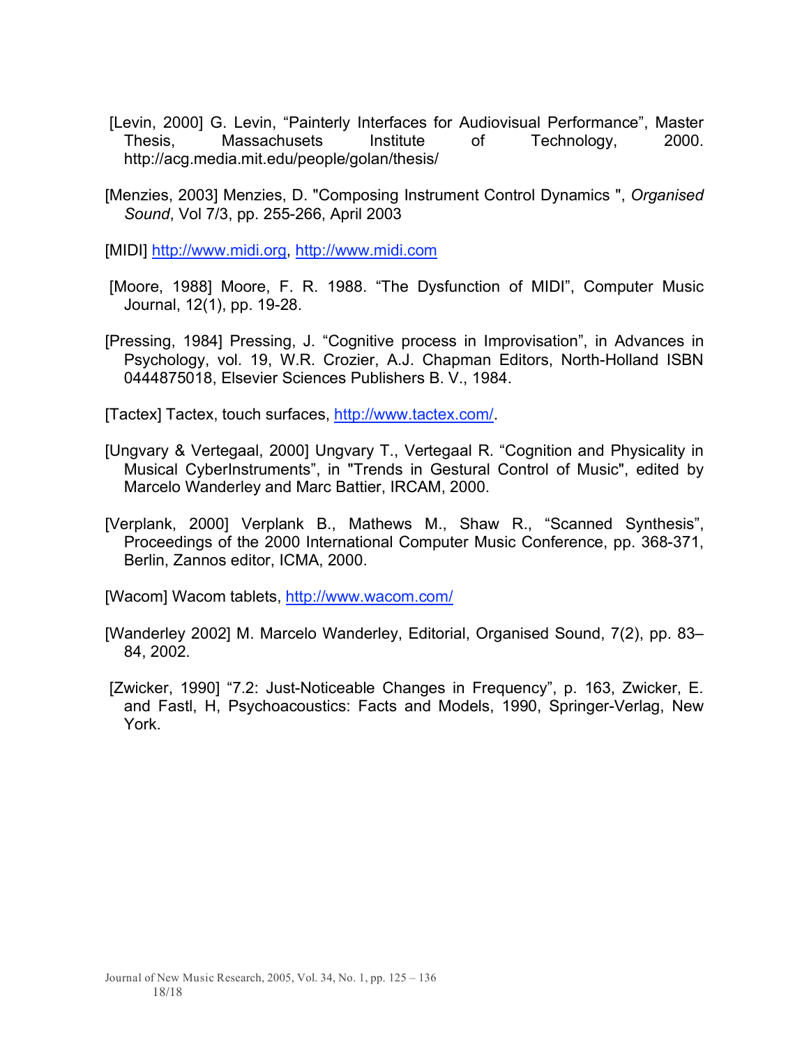[Levin, 2000] G. Levin, “Painterly Interfaces for Audiovisual Performance”, Master Thesis, Massachusets Institute of Technology, 2000. http://acg.media.mit.edu/people/golan/thesis/

[Menzies, 2003] Menzies, D. "Composing Instrument Control Dynamics ", *Organised Sound*, Vol 7/3, pp. 255-266, April 2003

[MIDI] http://www.midi.org, http://www.midi.com

[Moore, 1988] Moore, F. R. 1988. “The Dysfunction of MIDI”, Computer Music Journal, 12(1), pp. 19-28.

[Pressing, 1984] Pressing, J. “Cognitive process in Improvisation”, in Advances in Psychology, vol. 19, W.R. Crozier, A.J. Chapman Editors, North-Holland ISBN 0444875018, Elsevier Sciences Publishers B. V., 1984.

[Tactex] Tactex, touch surfaces, http://www.tactex.com/.

[Ungvary & Vertegaal, 2000] Ungvary T., Vertegaal R. “Cognition and Physicality in Musical CyberInstruments”, in "Trends in Gestural Control of Music", edited by Marcelo Wanderley and Marc Battier, IRCAM, 2000.

[Verplank, 2000] Verplank B., Mathews M., Shaw R., “Scanned Synthesis”, Proceedings of the 2000 International Computer Music Conference, pp. 368-371, Berlin, Zannos editor, ICMA, 2000.

[Wacom] Wacom tablets, http://www.wacom.com/

[Wanderley 2002] M. Marcelo Wanderley, Editorial, Organised Sound, 7(2), pp. 83–84, 2002.

[Zwicker, 1990] “7.2: Just-Noticeable Changes in Frequency”, p. 163, Zwicker, E. and Fastl, H, Psychoacoustics: Facts and Models, 1990, Springer-Verlag, New York.